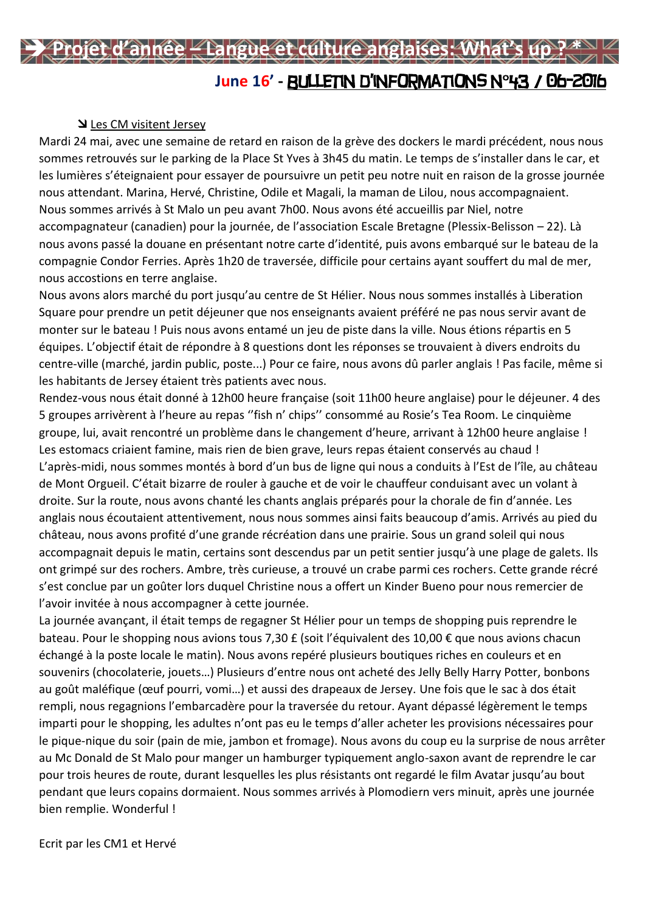# ➔ Projet d'année – Langue et culture anglaises: What's up ? *

## June 16' - BULLETIN D'INFORMATIONS N°43 / 06-2016

### ➘ Les CM visitent Jersey

Mardi 24 mai, avec une semaine de retard en raison de la grève des dockers le mardi précédent, nous nous sommes retrouvés sur le parking de la Place St Yves à 3h45 du matin. Le temps de s'installer dans le car, et les lumières s'éteignaient pour essayer de poursuivre un petit peu notre nuit en raison de la grosse journée nous attendant. Marina, Hervé, Christine, Odile et Magali, la maman de Lilou, nous accompagnaient.

Nous sommes arrivés à St Malo un peu avant 7h00. Nous avons été accueillis par Niel, notre accompagnateur (canadien) pour la journée, de l'association Escale Bretagne (Plessix-Belisson – 22). Là nous avons passé la douane en présentant notre carte d'identité, puis avons embarqué sur le bateau de la compagnie Condor Ferries. Après 1h20 de traversée, difficile pour certains ayant souffert du mal de mer, nous accostions en terre anglaise.

Nous avons alors marché du port jusqu'au centre de St Hélier. Nous nous sommes installés à Liberation Square pour prendre un petit déjeuner que nos enseignants avaient préféré ne pas nous servir avant de monter sur le bateau ! Puis nous avons entamé un jeu de piste dans la ville. Nous étions répartis en 5 équipes. L'objectif était de répondre à 8 questions dont les réponses se trouvaient à divers endroits du centre-ville (marché, jardin public, poste...) Pour ce faire, nous avons dû parler anglais ! Pas facile, même si les habitants de Jersey étaient très patients avec nous.

Rendez-vous nous était donné à 12h00 heure française (soit 11h00 heure anglaise) pour le déjeuner. 4 des 5 groupes arrivèrent à l'heure au repas ''fish n' chips'' consommé au Rosie's Tea Room. Le cinquième groupe, lui, avait rencontré un problème dans le changement d'heure, arrivant à 12h00 heure anglaise ! Les estomacs criaient famine, mais rien de bien grave, leurs repas étaient conservés au chaud !

L'après-midi, nous sommes montés à bord d'un bus de ligne qui nous a conduits à l'Est de l'île, au château de Mont Orgueil. C'était bizarre de rouler à gauche et de voir le chauffeur conduisant avec un volant à droite. Sur la route, nous avons chanté les chants anglais préparés pour la chorale de fin d'année. Les anglais nous écoutaient attentivement, nous nous sommes ainsi faits beaucoup d'amis. Arrivés au pied du château, nous avons profité d'une grande récréation dans une prairie. Sous un grand soleil qui nous accompagnait depuis le matin, certains sont descendus par un petit sentier jusqu'à une plage de galets. Ils ont grimpé sur des rochers. Ambre, très curieuse, a trouvé un crabe parmi ces rochers. Cette grande récré s'est conclue par un goûter lors duquel Christine nous a offert un Kinder Bueno pour nous remercier de l'avoir invitée à nous accompagner à cette journée.

La journée avançant, il était temps de regagner St Hélier pour un temps de shopping puis reprendre le bateau. Pour le shopping nous avions tous 7,30 £ (soit l'équivalent des 10,00 € que nous avions chacun échangé à la poste locale le matin). Nous avons repéré plusieurs boutiques riches en couleurs et en souvenirs (chocolaterie, jouets…) Plusieurs d'entre nous ont acheté des Jelly Belly Harry Potter, bonbons au goût maléfique (œuf pourri, vomi…) et aussi des drapeaux de Jersey. Une fois que le sac à dos était rempli, nous regagnions l'embarcadère pour la traversée du retour. Ayant dépassé légèrement le temps imparti pour le shopping, les adultes n'ont pas eu le temps d'aller acheter les provisions nécessaires pour le pique-nique du soir (pain de mie, jambon et fromage). Nous avons du coup eu la surprise de nous arrêter au Mc Donald de St Malo pour manger un hamburger typiquement anglo-saxon avant de reprendre le car pour trois heures de route, durant lesquelles les plus résistants ont regardé le film Avatar jusqu'au bout pendant que leurs copains dormaient. Nous sommes arrivés à Plomodiern vers minuit, après une journée bien remplie. Wonderful !

Ecrit par les CM1 et Hervé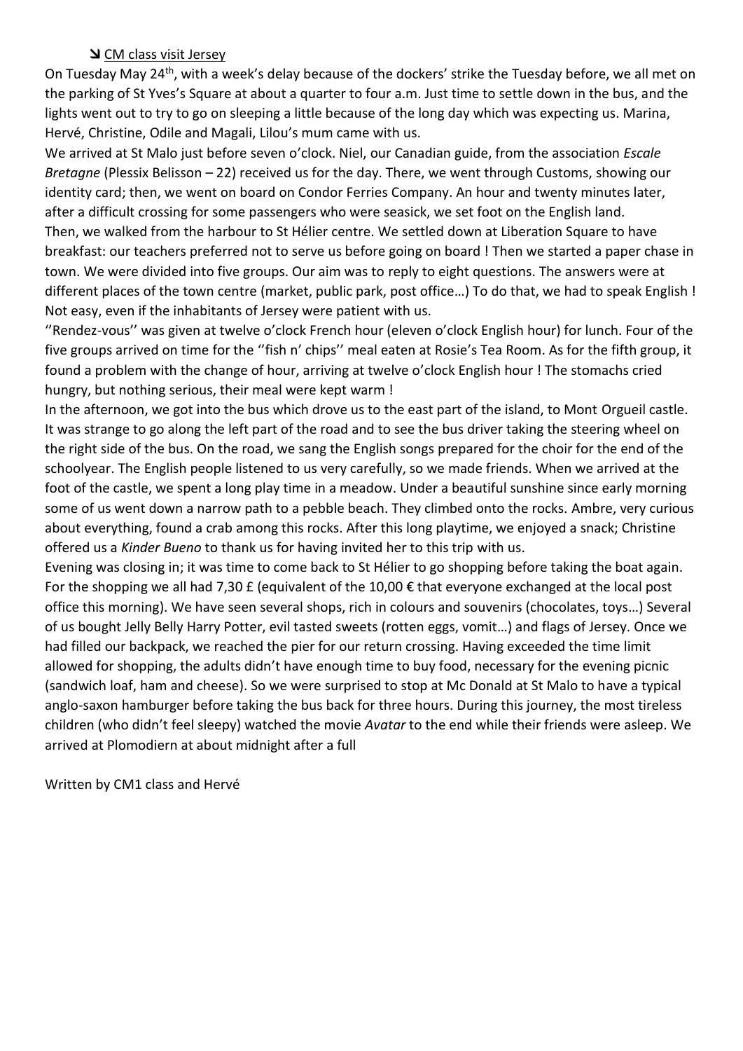➘ CM class visit Jersey

On Tuesday May 24th, with a week's delay because of the dockers' strike the Tuesday before, we all met on the parking of St Yves's Square at about a quarter to four a.m. Just time to settle down in the bus, and the lights went out to try to go on sleeping a little because of the long day which was expecting us. Marina, Hervé, Christine, Odile and Magali, Lilou's mum came with us.

We arrived at St Malo just before seven o'clock. Niel, our Canadian guide, from the association *Escale Bretagne* (Plessix Belisson – 22) received us for the day. There, we went through Customs, showing our identity card; then, we went on board on Condor Ferries Company. An hour and twenty minutes later, after a difficult crossing for some passengers who were seasick, we set foot on the English land.

Then, we walked from the harbour to St Hélier centre. We settled down at Liberation Square to have breakfast: our teachers preferred not to serve us before going on board ! Then we started a paper chase in town. We were divided into five groups. Our aim was to reply to eight questions. The answers were at different places of the town centre (market, public park, post office…) To do that, we had to speak English ! Not easy, even if the inhabitants of Jersey were patient with us.

''Rendez-vous'' was given at twelve o'clock French hour (eleven o'clock English hour) for lunch. Four of the five groups arrived on time for the ''fish n' chips'' meal eaten at Rosie's Tea Room. As for the fifth group, it found a problem with the change of hour, arriving at twelve o'clock English hour ! The stomachs cried hungry, but nothing serious, their meal were kept warm !

In the afternoon, we got into the bus which drove us to the east part of the island, to Mont Orgueil castle. It was strange to go along the left part of the road and to see the bus driver taking the steering wheel on the right side of the bus. On the road, we sang the English songs prepared for the choir for the end of the schoolyear. The English people listened to us very carefully, so we made friends. When we arrived at the foot of the castle, we spent a long play time in a meadow. Under a beautiful sunshine since early morning some of us went down a narrow path to a pebble beach. They climbed onto the rocks. Ambre, very curious about everything, found a crab among this rocks. After this long playtime, we enjoyed a snack; Christine offered us a *Kinder Bueno* to thank us for having invited her to this trip with us.

Evening was closing in; it was time to come back to St Hélier to go shopping before taking the boat again. For the shopping we all had 7,30 £ (equivalent of the 10,00 € that everyone exchanged at the local post office this morning). We have seen several shops, rich in colours and souvenirs (chocolates, toys…) Several of us bought Jelly Belly Harry Potter, evil tasted sweets (rotten eggs, vomit…) and flags of Jersey. Once we had filled our backpack, we reached the pier for our return crossing. Having exceeded the time limit allowed for shopping, the adults didn't have enough time to buy food, necessary for the evening picnic (sandwich loaf, ham and cheese). So we were surprised to stop at Mc Donald at St Malo to have a typical anglo-saxon hamburger before taking the bus back for three hours. During this journey, the most tireless children (who didn't feel sleepy) watched the movie *Avatar* to the end while their friends were asleep. We arrived at Plomodiern at about midnight after a full

Written by CM1 class and Hervé